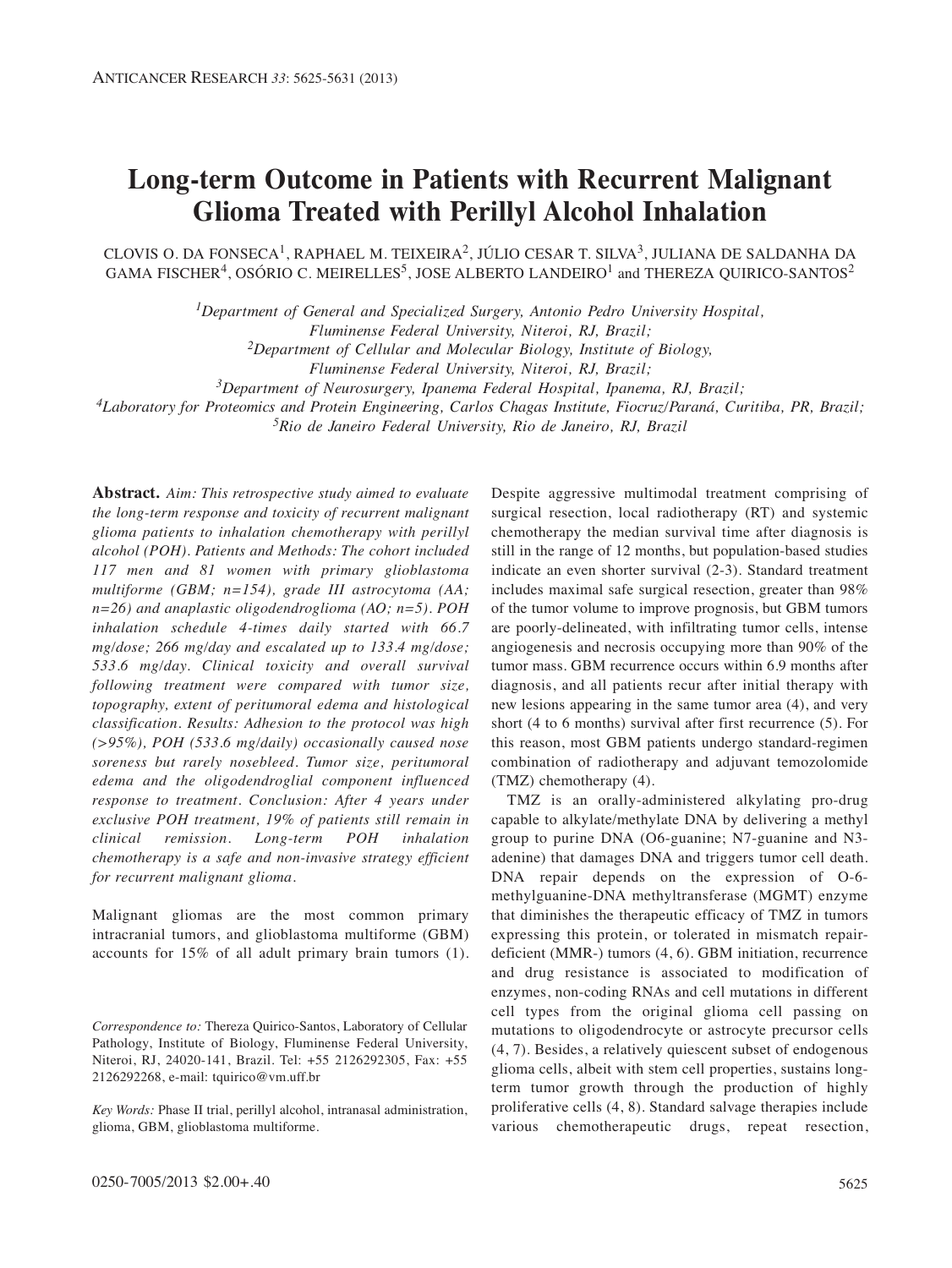# Long-term Outcome in Patients with Recurrent Malignant Glioma Treated with Perillyl Alcohol Inhalation

CLOVIS O. DA FONSECA[1], RAPHAEL M. TEIXEIRA[2], JÚLIO CESAR T. SILVA[3], JULIANA DE SALDANHA DA GAMA FISCHER[4], OSÓRIO C. MEIRELLES[5], JOSE ALBERTO LANDEIRO[1] and THEREZA QUIRICO-SANTOS[2]

*[1]Department of General and Specialized Surgery, Antonio Pedro University Hospital, Fluminense Federal University, Niteroi, RJ, Brazil;*
*[2]Department of Cellular and Molecular Biology, Institute of Biology, Fluminense Federal University, Niteroi, RJ, Brazil;*
*[3]Department of Neurosurgery, Ipanema Federal Hospital, Ipanema, RJ, Brazil;*
*[4]Laboratory for Proteomics and Protein Engineering, Carlos Chagas Institute, Fiocruz/Paraná, Curitiba, PR, Brazil;*
*[5]Rio de Janeiro Federal University, Rio de Janeiro, RJ, Brazil*

**Abstract.** *Aim: This retrospective study aimed to evaluate the long-term response and toxicity of recurrent malignant glioma patients to inhalation chemotherapy with perillyl alcohol (POH). Patients and Methods: The cohort included 117 men and 81 women with primary glioblastoma multiforme (GBM; n=154), grade III astrocytoma (AA; n=26) and anaplastic oligodendroglioma (AO; n=5). POH inhalation schedule 4-times daily started with 66.7 mg/dose; 266 mg/day and escalated up to 133.4 mg/dose; 533.6 mg/day. Clinical toxicity and overall survival following treatment were compared with tumor size, topography, extent of peritumoral edema and histological classification. Results: Adhesion to the protocol was high (>95%), POH (533.6 mg/daily) occasionally caused nose soreness but rarely nosebleed. Tumor size, peritumoral edema and the oligodendroglial component influenced response to treatment. Conclusion: After 4 years under exclusive POH treatment, 19% of patients still remain in clinical remission. Long-term POH inhalation chemotherapy is a safe and non-invasive strategy efficient for recurrent malignant glioma.*

Malignant gliomas are the most common primary intracranial tumors, and glioblastoma multiforme (GBM) accounts for 15% of all adult primary brain tumors (1). Despite aggressive multimodal treatment comprising of surgical resection, local radiotherapy (RT) and systemic chemotherapy the median survival time after diagnosis is still in the range of 12 months, but population-based studies indicate an even shorter survival (2-3). Standard treatment includes maximal safe surgical resection, greater than 98% of the tumor volume to improve prognosis, but GBM tumors are poorly-delineated, with infiltrating tumor cells, intense angiogenesis and necrosis occupying more than 90% of the tumor mass. GBM recurrence occurs within 6.9 months after diagnosis, and all patients recur after initial therapy with new lesions appearing in the same tumor area (4), and very short (4 to 6 months) survival after first recurrence (5). For this reason, most GBM patients undergo standard-regimen combination of radiotherapy and adjuvant temozolomide (TMZ) chemotherapy (4).

TMZ is an orally-administered alkylating pro-drug capable to alkylate/methylate DNA by delivering a methyl group to purine DNA (O6-guanine; N7-guanine and N3-adenine) that damages DNA and triggers tumor cell death. DNA repair depends on the expression of O-6-methylguanine-DNA methyltransferase (MGMT) enzyme that diminishes the therapeutic efficacy of TMZ in tumors expressing this protein, or tolerated in mismatch repair-deficient (MMR-) tumors (4, 6). GBM initiation, recurrence and drug resistance is associated to modification of enzymes, non-coding RNAs and cell mutations in different cell types from the original glioma cell passing on mutations to oligodendrocyte or astrocyte precursor cells (4, 7). Besides, a relatively quiescent subset of endogenous glioma cells, albeit with stem cell properties, sustains long-term tumor growth through the production of highly proliferative cells (4, 8). Standard salvage therapies include various chemotherapeutic drugs, repeat resection,

*Correspondence to:* Thereza Quirico-Santos, Laboratory of Cellular Pathology, Institute of Biology, Fluminense Federal University, Niteroi, RJ, 24020-141, Brazil. Tel: +55 2126292305, Fax: +55 2126292268, e-mail: tquirico@vm.uff.br

*Key Words:* Phase II trial, perillyl alcohol, intranasal administration, glioma, GBM, glioblastoma multiforme.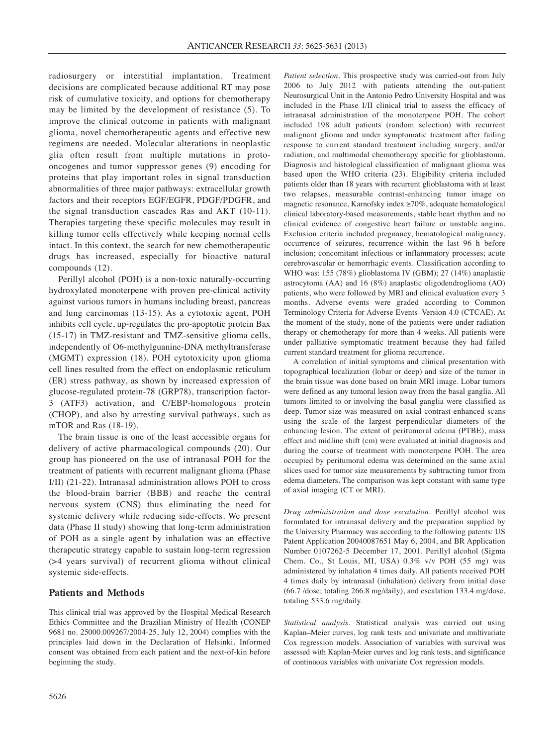radiosurgery or interstitial implantation. Treatment decisions are complicated because additional RT may pose risk of cumulative toxicity, and options for chemotherapy may be limited by the development of resistance (5). To improve the clinical outcome in patients with malignant glioma, novel chemotherapeutic agents and effective new regimens are needed. Molecular alterations in neoplastic glia often result from multiple mutations in proto-oncogenes and tumor suppressor genes (9) encoding for proteins that play important roles in signal transduction abnormalities of three major pathways: extracellular growth factors and their receptors EGF/EGFR, PDGF/PDGFR, and the signal transduction cascades Ras and AKT (10-11). Therapies targeting these specific molecules may result in killing tumor cells effectively while keeping normal cells intact. In this context, the search for new chemotherapeutic drugs has increased, especially for bioactive natural compounds (12).

Perillyl alcohol (POH) is a non-toxic naturally-occurring hydroxylated monoterpene with proven pre-clinical activity against various tumors in humans including breast, pancreas and lung carcinomas (13-15). As a cytotoxic agent, POH inhibits cell cycle, up-regulates the pro-apoptotic protein Bax (15-17) in TMZ-resistant and TMZ-sensitive glioma cells, independently of O6-methylguanine-DNA methyltransferase (MGMT) expression (18). POH cytotoxicity upon glioma cell lines resulted from the effect on endoplasmic reticulum (ER) stress pathway, as shown by increased expression of glucose-regulated protein-78 (GRP78), transcription factor-3 (ATF3) activation, and C/EBP-homologous protein (CHOP), and also by arresting survival pathways, such as mTOR and Ras (18-19).

The brain tissue is one of the least accessible organs for delivery of active pharmacological compounds (20). Our group has pioneered on the use of intranasal POH for the treatment of patients with recurrent malignant glioma (Phase I/II) (21-22). Intranasal administration allows POH to cross the blood-brain barrier (BBB) and reache the central nervous system (CNS) thus eliminating the need for systemic delivery while reducing side-effects. We present data (Phase II study) showing that long-term administration of POH as a single agent by inhalation was an effective therapeutic strategy capable to sustain long-term regression (>4 years survival) of recurrent glioma without clinical systemic side-effects.

## Patients and Methods

This clinical trial was approved by the Hospital Medical Research Ethics Committee and the Brazilian Ministry of Health (CONEP 9681 no. 25000.009267/2004-25, July 12, 2004) complies with the principles laid down in the Declaration of Helsinki. Informed consent was obtained from each patient and the next-of-kin before beginning the study.

*Patient selection.* This prospective study was carried-out from July 2006 to July 2012 with patients attending the out-patient Neurosurgical Unit in the Antonio Pedro University Hospital and was included in the Phase I/II clinical trial to assess the efficacy of intranasal administration of the monoterpene POH. The cohort included 198 adult patients (random selection) with recurrent malignant glioma and under symptomatic treatment after failing response to current standard treatment including surgery, and/or radiation, and multimodal chemotherapy specific for glioblastoma. Diagnosis and histological classification of malignant glioma was based upon the WHO criteria (23). Eligibility criteria included patients older than 18 years with recurrent glioblastoma with at least two relapses, measurable contrast-enhancing tumor image on magnetic resonance, Karnofsky index ≥70%, adequate hematological clinical laboratory-based measurements, stable heart rhythm and no clinical evidence of congestive heart failure or unstable angina. Exclusion criteria included pregnancy, hematological malignancy, occurrence of seizures, recurrence within the last 96 h before inclusion; concomitant infectious or inflammatory processes; acute cerebrovascular or hemorrhagic events. Classification according to WHO was: 155 (78%) glioblastoma IV (GBM); 27 (14%) anaplastic astrocytoma (AA) and 16 (8%) anaplastic oligodendroglioma (AO) patients, who were followed by MRI and clinical evaluation every 3 months. Adverse events were graded according to Common Terminology Criteria for Adverse Events–Version 4.0 (CTCAE). At the moment of the study, none of the patients were under radiation therapy or chemotherapy for more than 4 weeks. All patients were under palliative symptomatic treatment because they had failed current standard treatment for glioma recurrence.

A correlation of initial symptoms and clinical presentation with topographical localization (lobar or deep) and size of the tumor in the brain tissue was done based on brain MRI image. Lobar tumors were defined as any tumoral lesion away from the basal ganglia. All tumors limited to or involving the basal ganglia were classified as deep. Tumor size was measured on axial contrast-enhanced scans using the scale of the largest perpendicular diameters of the enhancing lesion. The extent of peritumoral edema (PTBE), mass effect and midline shift (cm) were evaluated at initial diagnosis and during the course of treatment with monoterpene POH. The area occupied by peritumoral edema was determined on the same axial slices used for tumor size measurements by subtracting tumor from edema diameters. The comparison was kept constant with same type of axial imaging (CT or MRI).

*Drug administration and dose escalation.* Perillyl alcohol was formulated for intranasal delivery and the preparation supplied by the University Pharmacy was according to the following patents: US Patent Application 20040087651 May 6, 2004, and BR Application Number 0107262-5 December 17, 2001. Perillyl alcohol (Sigma Chem. Co., St Louis, MI, USA) 0.3% v/v POH (55 mg) was administered by inhalation 4 times daily. All patients received POH 4 times daily by intranasal (inhalation) delivery from initial dose (66.7 /dose; totaling 266.8 mg/daily), and escalation 133.4 mg/dose, totaling 533.6 mg/daily.

*Statistical analysis.* Statistical analysis was carried out using Kaplan–Meier curves, log rank tests and univariate and multivariate Cox regression models. Association of variables with survival was assessed with Kaplan-Meier curves and log rank tests, and significance of continuous variables with univariate Cox regression models.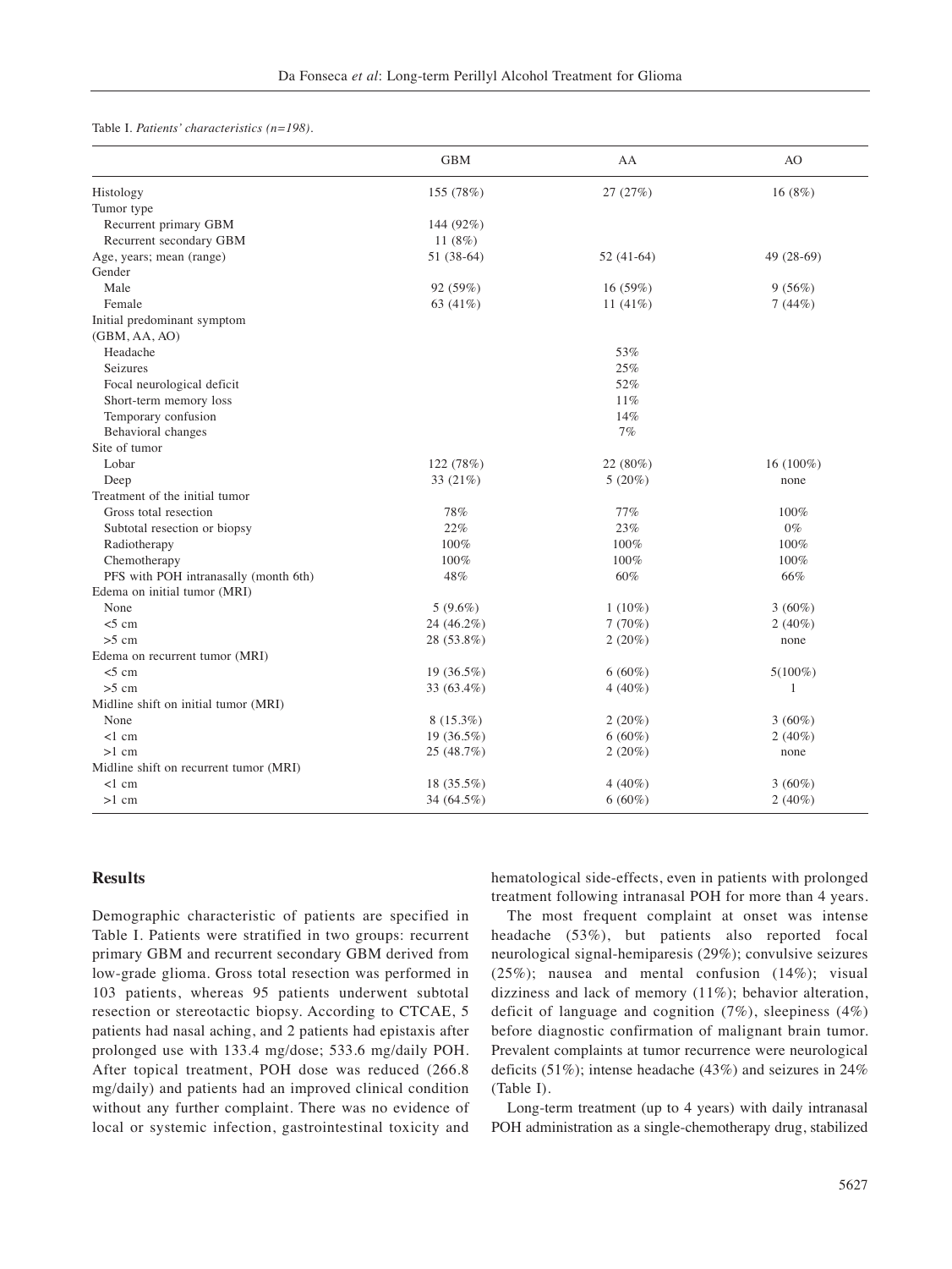Table I. *Patients' characteristics (n=198).*

| | GBM | AA | AO |
|---|---|---|---|
| Histology | 155 (78%) | 27 (27%) | 16 (8%) |
| Tumor type | | | |
| Recurrent primary GBM | 144 (92%) | | |
| Recurrent secondary GBM | 11 (8%) | | |
| Age, years; mean (range) | 51 (38-64) | 52 (41-64) | 49 (28-69) |
| Gender | | | |
| Male | 92 (59%) | 16 (59%) | 9 (56%) |
| Female | 63 (41%) | 11 (41%) | 7 (44%) |
| Initial predominant symptom (GBM, AA, AO) | | | |
| Headache | | 53% | |
| Seizures | | 25% | |
| Focal neurological deficit | | 52% | |
| Short-term memory loss | | 11% | |
| Temporary confusion | | 14% | |
| Behavioral changes | | 7% | |
| Site of tumor | | | |
| Lobar | 122 (78%) | 22 (80%) | 16 (100%) |
| Deep | 33 (21%) | 5 (20%) | none |
| Treatment of the initial tumor | | | |
| Gross total resection | 78% | 77% | 100% |
| Subtotal resection or biopsy | 22% | 23% | 0% |
| Radiotherapy | 100% | 100% | 100% |
| Chemotherapy | 100% | 100% | 100% |
| PFS with POH intranasally (month 6th) | 48% | 60% | 66% |
| Edema on initial tumor (MRI) | | | |
| None | 5 (9.6%) | 1 (10%) | 3 (60%) |
| <5 cm | 24 (46.2%) | 7 (70%) | 2 (40%) |
| >5 cm | 28 (53.8%) | 2 (20%) | none |
| Edema on recurrent tumor (MRI) | | | |
| <5 cm | 19 (36.5%) | 6 (60%) | 5(100%) |
| >5 cm | 33 (63.4%) | 4 (40%) | 1 |
| Midline shift on initial tumor (MRI) | | | |
| None | 8 (15.3%) | 2 (20%) | 3 (60%) |
| <1 cm | 19 (36.5%) | 6 (60%) | 2 (40%) |
| >1 cm | 25 (48.7%) | 2 (20%) | none |
| Midline shift on recurrent tumor (MRI) | | | |
| <1 cm | 18 (35.5%) | 4 (40%) | 3 (60%) |
| >1 cm | 34 (64.5%) | 6 (60%) | 2 (40%) |

## Results

Demographic characteristic of patients are specified in Table I. Patients were stratified in two groups: recurrent primary GBM and recurrent secondary GBM derived from low-grade glioma. Gross total resection was performed in 103 patients, whereas 95 patients underwent subtotal resection or stereotactic biopsy. According to CTCAE, 5 patients had nasal aching, and 2 patients had epistaxis after prolonged use with 133.4 mg/dose; 533.6 mg/daily POH. After topical treatment, POH dose was reduced (266.8 mg/daily) and patients had an improved clinical condition without any further complaint. There was no evidence of local or systemic infection, gastrointestinal toxicity and hematological side-effects, even in patients with prolonged treatment following intranasal POH for more than 4 years.

The most frequent complaint at onset was intense headache (53%), but patients also reported focal neurological signal-hemiparesis (29%); convulsive seizures (25%); nausea and mental confusion (14%); visual dizziness and lack of memory (11%); behavior alteration, deficit of language and cognition (7%), sleepiness (4%) before diagnostic confirmation of malignant brain tumor. Prevalent complaints at tumor recurrence were neurological deficits (51%); intense headache (43%) and seizures in 24% (Table I).

Long-term treatment (up to 4 years) with daily intranasal POH administration as a single-chemotherapy drug, stabilized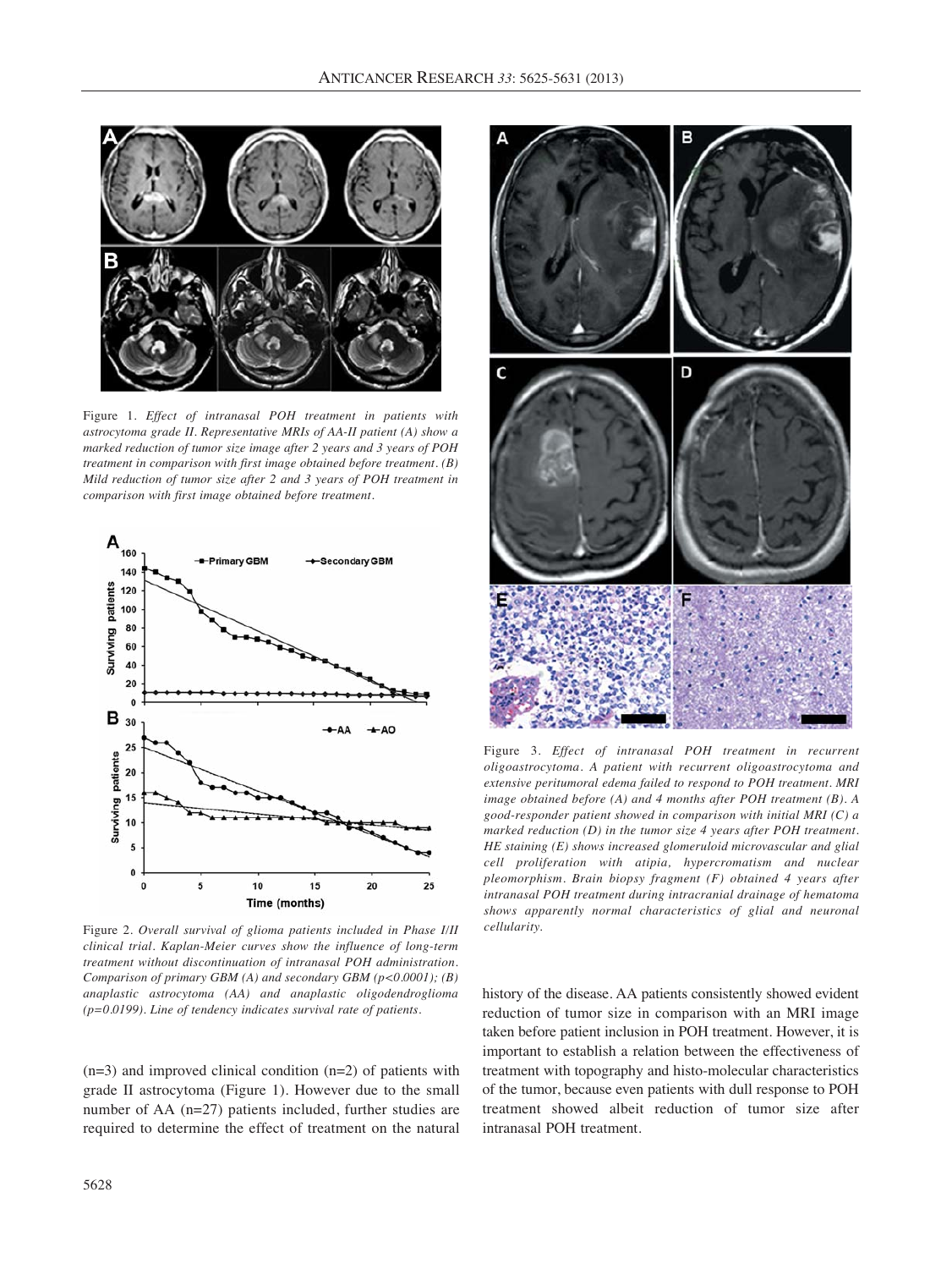Figure 1. *Effect of intranasal POH treatment in patients with astrocytoma grade II. Representative MRIs of AA-II patient (A) show a marked reduction of tumor size image after 2 years and 3 years of POH treatment in comparison with first image obtained before treatment. (B) Mild reduction of tumor size after 2 and 3 years of POH treatment in comparison with first image obtained before treatment.*

Figure 2. *Overall survival of glioma patients included in Phase I/II clinical trial. Kaplan-Meier curves show the influence of long-term treatment without discontinuation of intranasal POH administration. Comparison of primary GBM (A) and secondary GBM ($p<0.0001$); (B) anaplastic astrocytoma (AA) and anaplastic oligodendroglioma ($p=0.0199$). Line of tendency indicates survival rate of patients.*

(n=3) and improved clinical condition (n=2) of patients with grade II astrocytoma (Figure 1). However due to the small number of AA (n=27) patients included, further studies are required to determine the effect of treatment on the natural history of the disease. AA patients consistently showed evident reduction of tumor size in comparison with an MRI image taken before patient inclusion in POH treatment. However, it is important to establish a relation between the effectiveness of treatment with topography and histo-molecular characteristics of the tumor, because even patients with dull response to POH treatment showed albeit reduction of tumor size after intranasal POH treatment.

Figure 3. *Effect of intranasal POH treatment in recurrent oligoastrocytoma. A patient with recurrent oligoastrocytoma and extensive peritumoral edema failed to respond to POH treatment. MRI image obtained before (A) and 4 months after POH treatment (B). A good-responder patient showed in comparison with initial MRI (C) a marked reduction (D) in the tumor size 4 years after POH treatment. HE staining (E) shows increased glomeruloid microvascular and glial cell proliferation with atipia, hypercromatism and nuclear pleomorphism. Brain biopsy fragment (F) obtained 4 years after intranasal POH treatment during intracranial drainage of hematoma shows apparently normal characteristics of glial and neuronal cellularity.*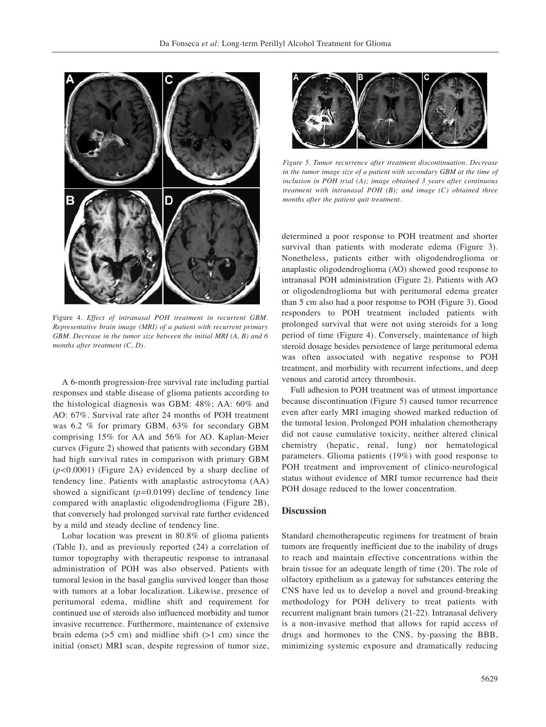Figure 4. *Effect of intranasal POH treatment in recurrent GBM. Representative brain image (MRI) of a patient with recurrent primary GBM. Decrease in the tumor size between the initial MRI (A, B) and 6 months after treatment (C, D).*

A 6-month progression-free survival rate including partial responses and stable disease of glioma patients according to the histological diagnosis was GBM: 48%; AA: 60% and AO: 67%. Survival rate after 24 months of POH treatment was 6.2 % for primary GBM, 63% for secondary GBM comprising 15% for AA and 56% for AO. Kaplan-Meier curves (Figure 2) showed that patients with secondary GBM had high survival rates in comparison with primary GBM ($p$<0.0001) (Figure 2A) evidenced by a sharp decline of tendency line. Patients with anaplastic astrocytoma (AA) showed a significant ($p$=0.0199) decline of tendency line compared with anaplastic oligodendroglioma (Figure 2B), that conversely had prolonged survival rate further evidenced by a mild and steady decline of tendency line.

Lobar location was present in 80.8% of glioma patients (Table I), and as previously reported (24) a correlation of tumor topography with therapeutic response to intranasal administration of POH was also observed. Patients with tumoral lesion in the basal ganglia survived longer than those with tumors at a lobar localization. Likewise, presence of peritumoral edema, midline shift and requirement for continued use of steroids also influenced morbidity and tumor invasive recurrence. Furthermore, maintenance of extensive brain edema (>5 cm) and midline shift (>1 cm) since the initial (onset) MRI scan, despite regression of tumor size, determined a poor response to POH treatment and shorter survival than patients with moderate edema (Figure 3). Nonetheless, patients either with oligodendroglioma or anaplastic oligodendroglioma (AO) showed good response to intranasal POH administration (Figure 2). Patients with AO or oligodendroglioma but with peritumoral edema greater than 5 cm also had a poor response to POH (Figure 3). Good responders to POH treatment included patients with prolonged survival that were not using steroids for a long period of time (Figure 4). Conversely, maintenance of high steroid dosage besides persistence of large peritumoral edema was often associated with negative response to POH treatment, and morbidity with recurrent infections, and deep venous and carotid artery thrombosis.

*Figure 5. Tumor recurrence after treatment discontinuation. Decrease in the tumor image size of a patient with secondary GBM at the time of inclusion in POH trial (A); image obtained 3 years after continuous treatment with intranasal POH (B); and image (C) obtained three months after the patient quit treatment.*

Full adhesion to POH treatment was of utmost importance because discontinuation (Figure 5) caused tumor recurrence even after early MRI imaging showed marked reduction of the tumoral lesion. Prolonged POH inhalation chemotherapy did not cause cumulative toxicity, neither altered clinical chemistry (hepatic, renal, lung) nor hematological parameters. Glioma patients (19%) with good response to POH treatment and improvement of clinico-neurological status without evidence of MRI tumor recurrence had their POH dosage reduced to the lower concentration.

## Discussion

Standard chemotherapeutic regimens for treatment of brain tumors are frequently inefficient due to the inability of drugs to reach and maintain effective concentrations within the brain tissue for an adequate length of time (20). The role of olfactory epithelium as a gateway for substances entering the CNS have led us to develop a novel and ground-breaking methodology for POH delivery to treat patients with recurrent malignant brain tumors (21-22). Intranasal delivery is a non-invasive method that allows for rapid access of drugs and hormones to the CNS, by-passing the BBB, minimizing systemic exposure and dramatically reducing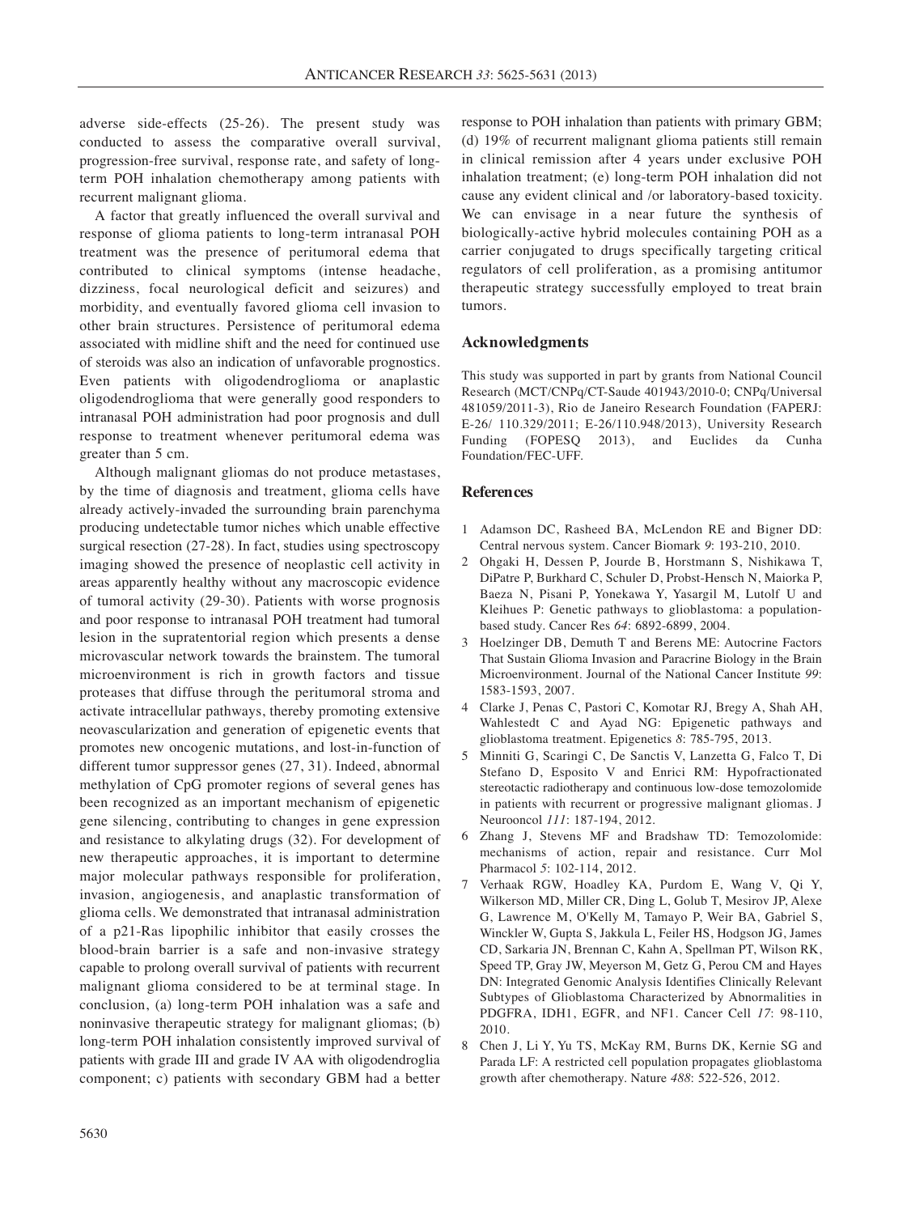adverse side-effects (25-26). The present study was conducted to assess the comparative overall survival, progression-free survival, response rate, and safety of long-term POH inhalation chemotherapy among patients with recurrent malignant glioma.

A factor that greatly influenced the overall survival and response of glioma patients to long-term intranasal POH treatment was the presence of peritumoral edema that contributed to clinical symptoms (intense headache, dizziness, focal neurological deficit and seizures) and morbidity, and eventually favored glioma cell invasion to other brain structures. Persistence of peritumoral edema associated with midline shift and the need for continued use of steroids was also an indication of unfavorable prognostics. Even patients with oligodendroglioma or anaplastic oligodendroglioma that were generally good responders to intranasal POH administration had poor prognosis and dull response to treatment whenever peritumoral edema was greater than 5 cm.

Although malignant gliomas do not produce metastases, by the time of diagnosis and treatment, glioma cells have already actively-invaded the surrounding brain parenchyma producing undetectable tumor niches which unable effective surgical resection (27-28). In fact, studies using spectroscopy imaging showed the presence of neoplastic cell activity in areas apparently healthy without any macroscopic evidence of tumoral activity (29-30). Patients with worse prognosis and poor response to intranasal POH treatment had tumoral lesion in the supratentorial region which presents a dense microvascular network towards the brainstem. The tumoral microenvironment is rich in growth factors and tissue proteases that diffuse through the peritumoral stroma and activate intracellular pathways, thereby promoting extensive neovascularization and generation of epigenetic events that promotes new oncogenic mutations, and lost-in-function of different tumor suppressor genes (27, 31). Indeed, abnormal methylation of CpG promoter regions of several genes has been recognized as an important mechanism of epigenetic gene silencing, contributing to changes in gene expression and resistance to alkylating drugs (32). For development of new therapeutic approaches, it is important to determine major molecular pathways responsible for proliferation, invasion, angiogenesis, and anaplastic transformation of glioma cells. We demonstrated that intranasal administration of a p21-Ras lipophilic inhibitor that easily crosses the blood-brain barrier is a safe and non-invasive strategy capable to prolong overall survival of patients with recurrent malignant glioma considered to be at terminal stage. In conclusion, (a) long-term POH inhalation was a safe and noninvasive therapeutic strategy for malignant gliomas; (b) long-term POH inhalation consistently improved survival of patients with grade III and grade IV AA with oligodendroglia component; c) patients with secondary GBM had a better response to POH inhalation than patients with primary GBM; (d) 19% of recurrent malignant glioma patients still remain in clinical remission after 4 years under exclusive POH inhalation treatment; (e) long-term POH inhalation did not cause any evident clinical and /or laboratory-based toxicity. We can envisage in a near future the synthesis of biologically-active hybrid molecules containing POH as a carrier conjugated to drugs specifically targeting critical regulators of cell proliferation, as a promising antitumor therapeutic strategy successfully employed to treat brain tumors.

## Acknowledgments

This study was supported in part by grants from National Council Research (MCT/CNPq/CT-Saude 401943/2010-0; CNPq/Universal 481059/2011-3), Rio de Janeiro Research Foundation (FAPERJ: E-26/ 110.329/2011; E-26/110.948/2013), University Research Funding (FOPESQ 2013), and Euclides da Cunha Foundation/FEC-UFF.

## References

1. Adamson DC, Rasheed BA, McLendon RE and Bigner DD: Central nervous system. Cancer Biomark *9*: 193-210, 2010.
2. Ohgaki H, Dessen P, Jourde B, Horstmann S, Nishikawa T, DiPatre P, Burkhard C, Schuler D, Probst-Hensch N, Maiorka P, Baeza N, Pisani P, Yonekawa Y, Yasargil M, Lutolf U and Kleihues P: Genetic pathways to glioblastoma: a population-based study. Cancer Res *64*: 6892-6899, 2004.
3. Hoelzinger DB, Demuth T and Berens ME: Autocrine Factors That Sustain Glioma Invasion and Paracrine Biology in the Brain Microenvironment. Journal of the National Cancer Institute *99*: 1583-1593, 2007.
4. Clarke J, Penas C, Pastori C, Komotar RJ, Bregy A, Shah AH, Wahlestedt C and Ayad NG: Epigenetic pathways and glioblastoma treatment. Epigenetics *8*: 785-795, 2013.
5. Minniti G, Scaringi C, De Sanctis V, Lanzetta G, Falco T, Di Stefano D, Esposito V and Enrici RM: Hypofractionated stereotactic radiotherapy and continuous low-dose temozolomide in patients with recurrent or progressive malignant gliomas. J Neurooncol *111*: 187-194, 2012.
6. Zhang J, Stevens MF and Bradshaw TD: Temozolomide: mechanisms of action, repair and resistance. Curr Mol Pharmacol *5*: 102-114, 2012.
7. Verhaak RGW, Hoadley KA, Purdom E, Wang V, Qi Y, Wilkerson MD, Miller CR, Ding L, Golub T, Mesirov JP, Alexe G, Lawrence M, O'Kelly M, Tamayo P, Weir BA, Gabriel S, Winckler W, Gupta S, Jakkula L, Feiler HS, Hodgson JG, James CD, Sarkaria JN, Brennan C, Kahn A, Spellman PT, Wilson RK, Speed TP, Gray JW, Meyerson M, Getz G, Perou CM and Hayes DN: Integrated Genomic Analysis Identifies Clinically Relevant Subtypes of Glioblastoma Characterized by Abnormalities in PDGFRA, IDH1, EGFR, and NF1. Cancer Cell *17*: 98-110, 2010.
8. Chen J, Li Y, Yu TS, McKay RM, Burns DK, Kernie SG and Parada LF: A restricted cell population propagates glioblastoma growth after chemotherapy. Nature *488*: 522-526, 2012.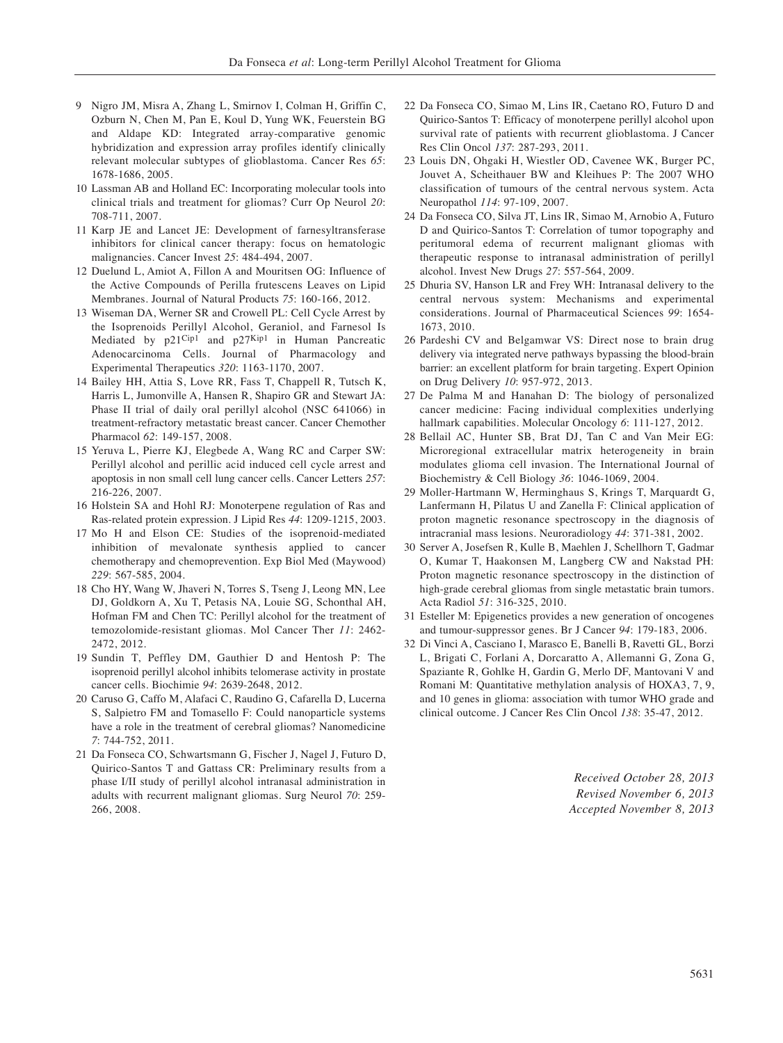9 Nigro JM, Misra A, Zhang L, Smirnov I, Colman H, Griffin C, Ozburn N, Chen M, Pan E, Koul D, Yung WK, Feuerstein BG and Aldape KD: Integrated array-comparative genomic hybridization and expression array profiles identify clinically relevant molecular subtypes of glioblastoma. Cancer Res *65*: 1678-1686, 2005.

10 Lassman AB and Holland EC: Incorporating molecular tools into clinical trials and treatment for gliomas? Curr Op Neurol *20*: 708-711, 2007.

11 Karp JE and Lancet JE: Development of farnesyltransferase inhibitors for clinical cancer therapy: focus on hematologic malignancies. Cancer Invest *25*: 484-494, 2007.

12 Duelund L, Amiot A, Fillon A and Mouritsen OG: Influence of the Active Compounds of Perilla frutescens Leaves on Lipid Membranes. Journal of Natural Products *75*: 160-166, 2012.

13 Wiseman DA, Werner SR and Crowell PL: Cell Cycle Arrest by the Isoprenoids Perillyl Alcohol, Geraniol, and Farnesol Is Mediated by $p21^{Cip1}$ and $p27^{Kip1}$ in Human Pancreatic Adenocarcinoma Cells. Journal of Pharmacology and Experimental Therapeutics *320*: 1163-1170, 2007.

14 Bailey HH, Attia S, Love RR, Fass T, Chappell R, Tutsch K, Harris L, Jumonville A, Hansen R, Shapiro GR and Stewart JA: Phase II trial of daily oral perillyl alcohol (NSC 641066) in treatment-refractory metastatic breast cancer. Cancer Chemother Pharmacol *62*: 149-157, 2008.

15 Yeruva L, Pierre KJ, Elegbede A, Wang RC and Carper SW: Perillyl alcohol and perillic acid induced cell cycle arrest and apoptosis in non small cell lung cancer cells. Cancer Letters *257*: 216-226, 2007.

16 Holstein SA and Hohl RJ: Monoterpene regulation of Ras and Ras-related protein expression. J Lipid Res *44*: 1209-1215, 2003.

17 Mo H and Elson CE: Studies of the isoprenoid-mediated inhibition of mevalonate synthesis applied to cancer chemotherapy and chemoprevention. Exp Biol Med (Maywood) *229*: 567-585, 2004.

18 Cho HY, Wang W, Jhaveri N, Torres S, Tseng J, Leong MN, Lee DJ, Goldkorn A, Xu T, Petasis NA, Louie SG, Schonthal AH, Hofman FM and Chen TC: Perillyl alcohol for the treatment of temozolomide-resistant gliomas. Mol Cancer Ther *11*: 2462-2472, 2012.

19 Sundin T, Peffley DM, Gauthier D and Hentosh P: The isoprenoid perillyl alcohol inhibits telomerase activity in prostate cancer cells. Biochimie *94*: 2639-2648, 2012.

20 Caruso G, Caffo M, Alafaci C, Raudino G, Cafarella D, Lucerna S, Salpietro FM and Tomasello F: Could nanoparticle systems have a role in the treatment of cerebral gliomas? Nanomedicine *7*: 744-752, 2011.

21 Da Fonseca CO, Schwartsmann G, Fischer J, Nagel J, Futuro D, Quirico-Santos T and Gattass CR: Preliminary results from a phase I/II study of perillyl alcohol intranasal administration in adults with recurrent malignant gliomas. Surg Neurol *70*: 259-266, 2008.

22 Da Fonseca CO, Simao M, Lins IR, Caetano RO, Futuro D and Quirico-Santos T: Efficacy of monoterpene perillyl alcohol upon survival rate of patients with recurrent glioblastoma. J Cancer Res Clin Oncol *137*: 287-293, 2011.

23 Louis DN, Ohgaki H, Wiestler OD, Cavenee WK, Burger PC, Jouvet A, Scheithauer BW and Kleihues P: The 2007 WHO classification of tumours of the central nervous system. Acta Neuropathol *114*: 97-109, 2007.

24 Da Fonseca CO, Silva JT, Lins IR, Simao M, Arnobio A, Futuro D and Quirico-Santos T: Correlation of tumor topography and peritumoral edema of recurrent malignant gliomas with therapeutic response to intranasal administration of perillyl alcohol. Invest New Drugs *27*: 557-564, 2009.

25 Dhuria SV, Hanson LR and Frey WH: Intranasal delivery to the central nervous system: Mechanisms and experimental considerations. Journal of Pharmaceutical Sciences *99*: 1654-1673, 2010.

26 Pardeshi CV and Belgamwar VS: Direct nose to brain drug delivery via integrated nerve pathways bypassing the blood-brain barrier: an excellent platform for brain targeting. Expert Opinion on Drug Delivery *10*: 957-972, 2013.

27 De Palma M and Hanahan D: The biology of personalized cancer medicine: Facing individual complexities underlying hallmark capabilities. Molecular Oncology *6*: 111-127, 2012.

28 Bellail AC, Hunter SB, Brat DJ, Tan C and Van Meir EG: Microregional extracellular matrix heterogeneity in brain modulates glioma cell invasion. The International Journal of Biochemistry & Cell Biology *36*: 1046-1069, 2004.

29 Moller-Hartmann W, Herminghaus S, Krings T, Marquardt G, Lanfermann H, Pilatus U and Zanella F: Clinical application of proton magnetic resonance spectroscopy in the diagnosis of intracranial mass lesions. Neuroradiology *44*: 371-381, 2002.

30 Server A, Josefsen R, Kulle B, Maehlen J, Schellhorn T, Gadmar O, Kumar T, Haakonsen M, Langberg CW and Nakstad PH: Proton magnetic resonance spectroscopy in the distinction of high-grade cerebral gliomas from single metastatic brain tumors. Acta Radiol *51*: 316-325, 2010.

31 Esteller M: Epigenetics provides a new generation of oncogenes and tumour-suppressor genes. Br J Cancer *94*: 179-183, 2006.

32 Di Vinci A, Casciano I, Marasco E, Banelli B, Ravetti GL, Borzi L, Brigati C, Forlani A, Dorcaratto A, Allemanni G, Zona G, Spaziante R, Gohlke H, Gardin G, Merlo DF, Mantovani V and Romani M: Quantitative methylation analysis of HOXA3, 7, 9, and 10 genes in glioma: association with tumor WHO grade and clinical outcome. J Cancer Res Clin Oncol *138*: 35-47, 2012.

*Received October 28, 2013*
*Revised November 6, 2013*
*Accepted November 8, 2013*